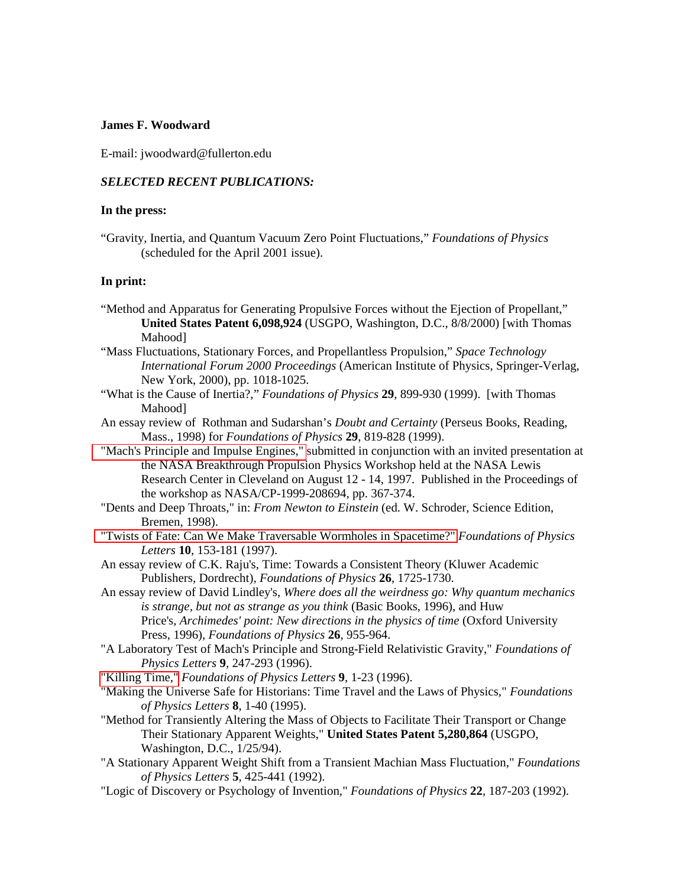**James F. Woodward**

E-mail: jwoodward@fullerton.edu

***SELECTED RECENT PUBLICATIONS:***

**In the press:**

"Gravity, Inertia, and Quantum Vacuum Zero Point Fluctuations," *Foundations of Physics* (scheduled for the April 2001 issue).

**In print:**

"Method and Apparatus for Generating Propulsive Forces without the Ejection of Propellant," **United States Patent 6,098,924** (USGPO, Washington, D.C., 8/8/2000) [with Thomas Mahood]

"Mass Fluctuations, Stationary Forces, and Propellantless Propulsion," *Space Technology International Forum 2000 Proceedings* (American Institute of Physics, Springer-Verlag, New York, 2000), pp. 1018-1025.

"What is the Cause of Inertia?," *Foundations of Physics* **29**, 899-930 (1999). [with Thomas Mahood]

An essay review of Rothman and Sudarshan's *Doubt and Certainty* (Perseus Books, Reading, Mass., 1998) for *Foundations of Physics* **29**, 819-828 (1999).

"Mach's Principle and Impulse Engines," submitted in conjunction with an invited presentation at the NASA Breakthrough Propulsion Physics Workshop held at the NASA Lewis Research Center in Cleveland on August 12 - 14, 1997. Published in the Proceedings of the workshop as NASA/CP-1999-208694, pp. 367-374.

"Dents and Deep Throats," in: *From Newton to Einstein* (ed. W. Schroder, Science Edition, Bremen, 1998).

"Twists of Fate: Can We Make Traversable Wormholes in Spacetime?" *Foundations of Physics Letters* **10**, 153-181 (1997).

An essay review of C.K. Raju's, Time: Towards a Consistent Theory (Kluwer Academic Publishers, Dordrecht), *Foundations of Physics* **26**, 1725-1730.

An essay review of David Lindley's, *Where does all the weirdness go: Why quantum mechanics is strange, but not as strange as you think* (Basic Books, 1996), and Huw Price's, *Archimedes' point: New directions in the physics of time* (Oxford University Press, 1996), *Foundations of Physics* **26**, 955-964.

"A Laboratory Test of Mach's Principle and Strong-Field Relativistic Gravity," *Foundations of Physics Letters* **9**, 247-293 (1996).

"Killing Time," *Foundations of Physics Letters* **9**, 1-23 (1996).

"Making the Universe Safe for Historians: Time Travel and the Laws of Physics," *Foundations of Physics Letters* **8**, 1-40 (1995).

"Method for Transiently Altering the Mass of Objects to Facilitate Their Transport or Change Their Stationary Apparent Weights," **United States Patent 5,280,864** (USGPO, Washington, D.C., 1/25/94).

"A Stationary Apparent Weight Shift from a Transient Machian Mass Fluctuation," *Foundations of Physics Letters* **5**, 425-441 (1992).

"Logic of Discovery or Psychology of Invention," *Foundations of Physics* **22**, 187-203 (1992).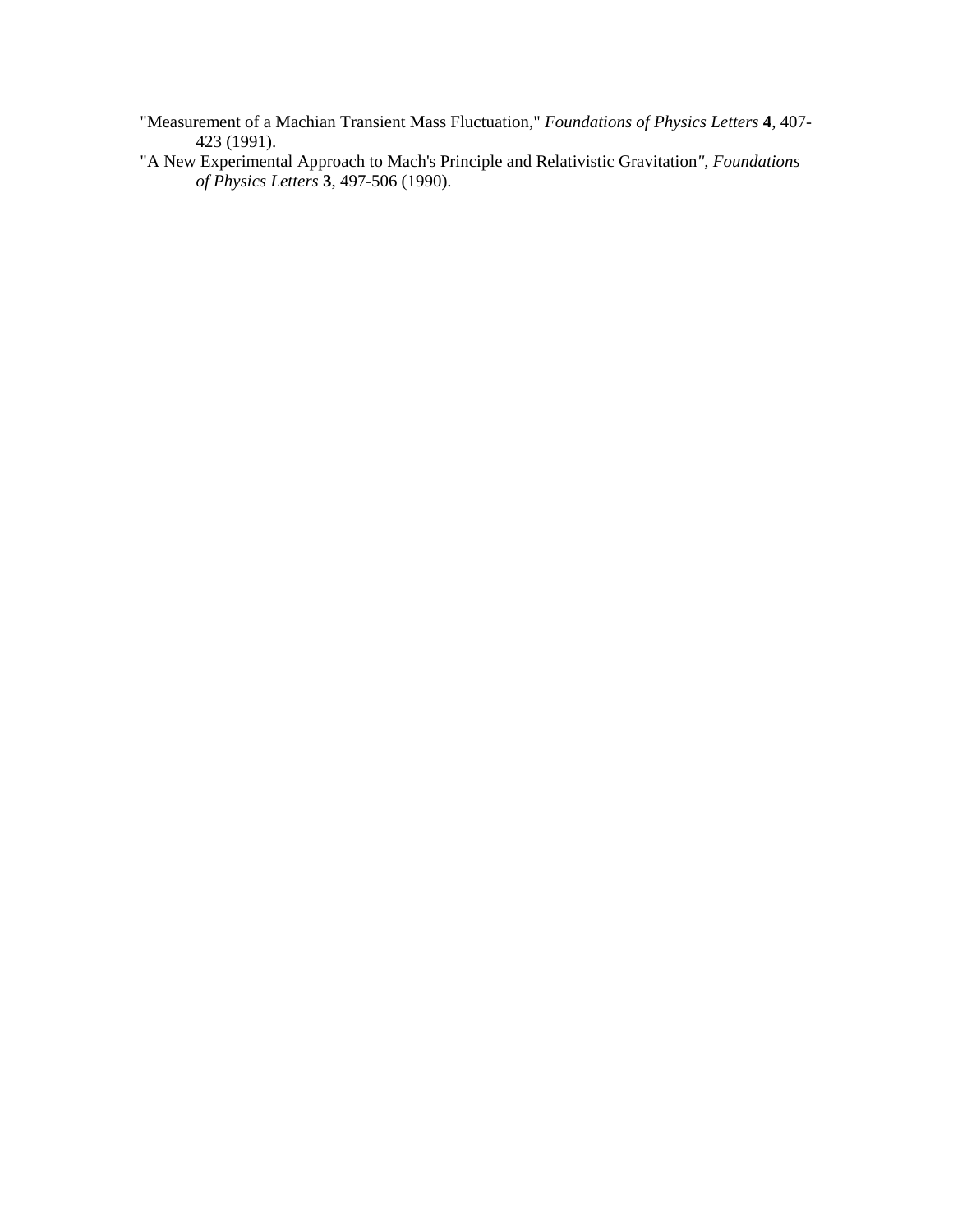"Measurement of a Machian Transient Mass Fluctuation," *Foundations of Physics Letters* **4**, 407-423 (1991).

"A New Experimental Approach to Mach's Principle and Relativistic Gravitation", *Foundations of Physics Letters* **3**, 497-506 (1990).